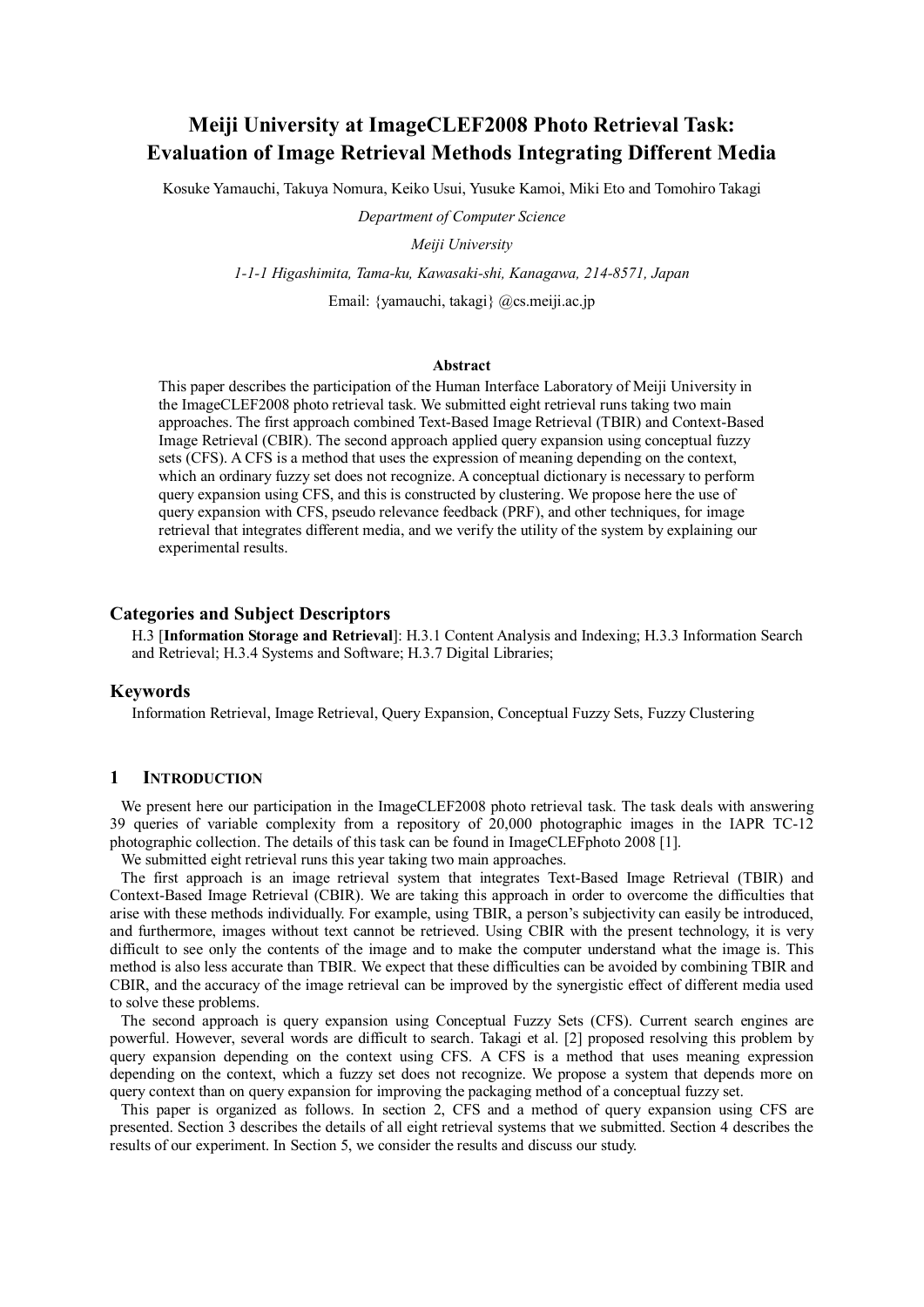# Meiji University at ImageCLEF2008 Photo Retrieval Task: Evaluation of Image Retrieval Methods Integrating Different Media

Kosuke Yamauchi, Takuya Nomura, Keiko Usui, Yusuke Kamoi, Miki Eto and Tomohiro Takagi

*Department of Computer Science*

*Meiji University*

*1-1-1 Higashimita, Tama-ku, Kawasaki-shi, Kanagawa, 214-8571, Japan*

Email: {yamauchi, takagi} @cs.meiji.ac.jp

### Abstract

This paper describes the participation of the Human Interface Laboratory of Meiji University in the ImageCLEF2008 photo retrieval task. We submitted eight retrieval runs taking two main approaches. The first approach combined Text-Based Image Retrieval (TBIR) and Context-Based Image Retrieval (CBIR). The second approach applied query expansion using conceptual fuzzy sets (CFS). A CFS is a method that uses the expression of meaning depending on the context, which an ordinary fuzzy set does not recognize. A conceptual dictionary is necessary to perform query expansion using CFS, and this is constructed by clustering. We propose here the use of query expansion with CFS, pseudo relevance feedback (PRF), and other techniques, for image retrieval that integrates different media, and we verify the utility of the system by explaining our experimental results.

## Categories and Subject Descriptors

H.3 [**Information Storage and Retrieval**]: H.3.1 Content Analysis and Indexing; H.3.3 Information Search and Retrieval; H.3.4 Systems and Software; H.3.7 Digital Libraries;

## Keywords

Information Retrieval, Image Retrieval, Query Expansion, Conceptual Fuzzy Sets, Fuzzy Clustering

## 1 INTRODUCTION

We present here our participation in the ImageCLEF2008 photo retrieval task. The task deals with answering 39 queries of variable complexity from a repository of 20,000 photographic images in the IAPR TC-12 photographic collection. The details of this task can be found in ImageCLEFphoto 2008 [1].

We submitted eight retrieval runs this year taking two main approaches.

The first approach is an image retrieval system that integrates Text-Based Image Retrieval (TBIR) and Context-Based Image Retrieval (CBIR). We are taking this approach in order to overcome the difficulties that arise with these methods individually. For example, using TBIR, a person's subjectivity can easily be introduced, and furthermore, images without text cannot be retrieved. Using CBIR with the present technology, it is very difficult to see only the contents of the image and to make the computer understand what the image is. This method is also less accurate than TBIR. We expect that these difficulties can be avoided by combining TBIR and CBIR, and the accuracy of the image retrieval can be improved by the synergistic effect of different media used to solve these problems.

The second approach is query expansion using Conceptual Fuzzy Sets (CFS). Current search engines are powerful. However, several words are difficult to search. Takagi et al. [2] proposed resolving this problem by query expansion depending on the context using CFS. A CFS is a method that uses meaning expression depending on the context, which a fuzzy set does not recognize. We propose a system that depends more on query context than on query expansion for improving the packaging method of a conceptual fuzzy set.

This paper is organized as follows. In section 2, CFS and a method of query expansion using CFS are presented. Section 3 describes the details of all eight retrieval systems that we submitted. Section 4 describes the results of our experiment. In Section 5, we consider the results and discuss our study.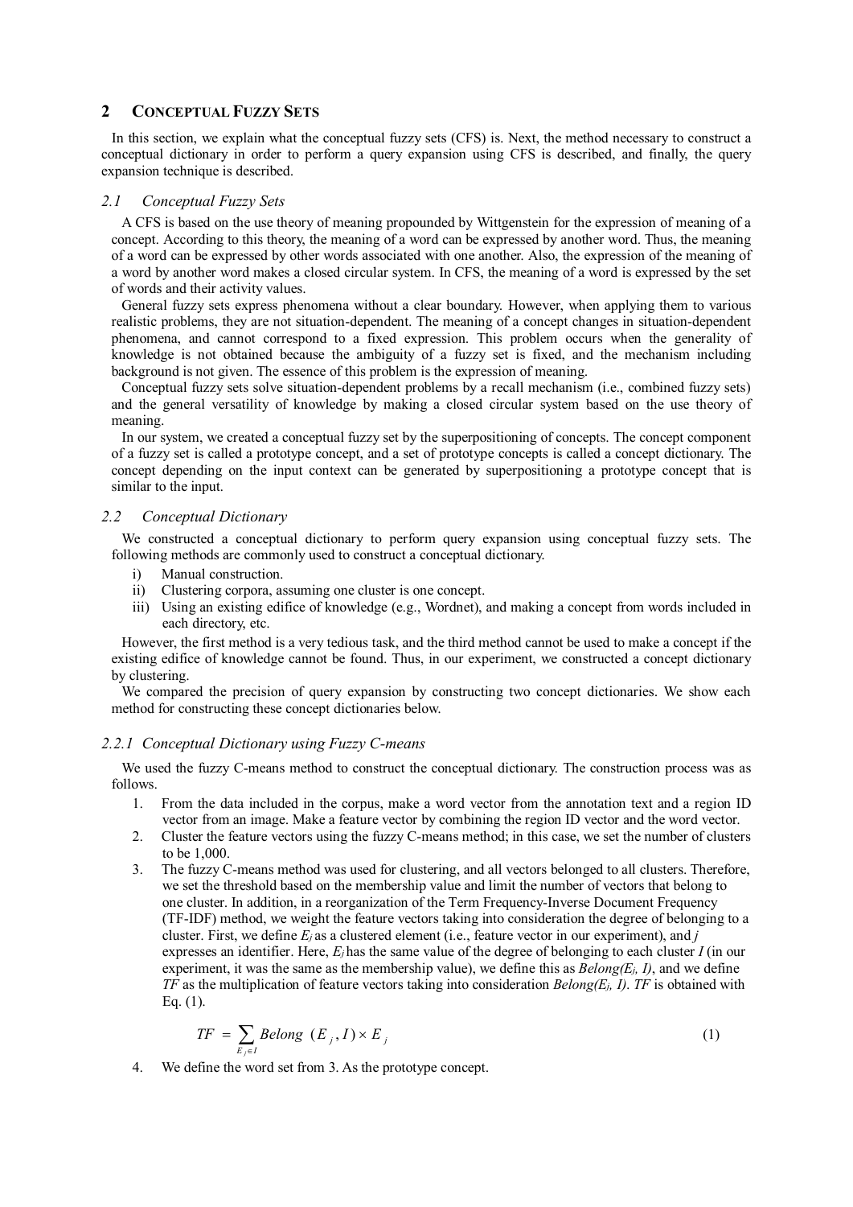# 2 Conceptual Fuzzy Sets

In this section, we explain what the conceptual fuzzy sets (CFS) is. Next, the method necessary to construct a conceptual dictionary in order to perform a query expansion using CFS is described, and finally, the query expansion technique is described.

## 2.1 Conceptual Fuzzy Sets

A CFS is based on the use theory of meaning propounded by Wittgenstein for the expression of meaning of a concept. According to this theory, the meaning of a word can be expressed by another word. Thus, the meaning of a word can be expressed by other words associated with one another. Also, the expression of the meaning of a word by another word makes a closed circular system. In CFS, the meaning of a word is expressed by the set of words and their activity values.

General fuzzy sets express phenomena without a clear boundary. However, when applying them to various realistic problems, they are not situation-dependent. The meaning of a concept changes in situation-dependent phenomena, and cannot correspond to a fixed expression. This problem occurs when the generality of knowledge is not obtained because the ambiguity of a fuzzy set is fixed, and the mechanism including background is not given. The essence of this problem is the expression of meaning.

Conceptual fuzzy sets solve situation-dependent problems by a recall mechanism (i.e., combined fuzzy sets) and the general versatility of knowledge by making a closed circular system based on the use theory of meaning.

In our system, we created a conceptual fuzzy set by the superpositioning of concepts. The concept component of a fuzzy set is called a prototype concept, and a set of prototype concepts is called a concept dictionary. The concept depending on the input context can be generated by superpositioning a prototype concept that is similar to the input.

## 2.2 Conceptual Dictionary

We constructed a conceptual dictionary to perform query expansion using conceptual fuzzy sets. The following methods are commonly used to construct a conceptual dictionary.

i) Manual construction.
ii) Clustering corpora, assuming one cluster is one concept.
iii) Using an existing edifice of knowledge (e.g., Wordnet), and making a concept from words included in each directory, etc.

However, the first method is a very tedious task, and the third method cannot be used to make a concept if the existing edifice of knowledge cannot be found. Thus, in our experiment, we constructed a concept dictionary by clustering.

We compared the precision of query expansion by constructing two concept dictionaries. We show each method for constructing these concept dictionaries below.

### 2.2.1 Conceptual Dictionary using Fuzzy C-means

We used the fuzzy C-means method to construct the conceptual dictionary. The construction process was as follows.

1. From the data included in the corpus, make a word vector from the annotation text and a region ID vector from an image. Make a feature vector by combining the region ID vector and the word vector.
2. Cluster the feature vectors using the fuzzy C-means method; in this case, we set the number of clusters to be 1,000.
3. The fuzzy C-means method was used for clustering, and all vectors belonged to all clusters. Therefore, we set the threshold based on the membership value and limit the number of vectors that belong to one cluster. In addition, in a reorganization of the Term Frequency-Inverse Document Frequency (TF-IDF) method, we weight the feature vectors taking into consideration the degree of belonging to a cluster. First, we define $E_j$ as a clustered element (i.e., feature vector in our experiment), and $j$ expresses an identifier. Here, $E_j$ has the same value of the degree of belonging to each cluster $I$ (in our experiment, it was the same as the membership value), we define this as $Belong(E_j, I)$, and we define $TF$ as the multiplication of feature vectors taking into consideration $Belong(E_j, I)$. $TF$ is obtained with Eq. (1).

$$TF = \sum_{E_j \in I} Belong\ (E_j, I) \times E_j \tag{1}$$

4. We define the word set from 3. As the prototype concept.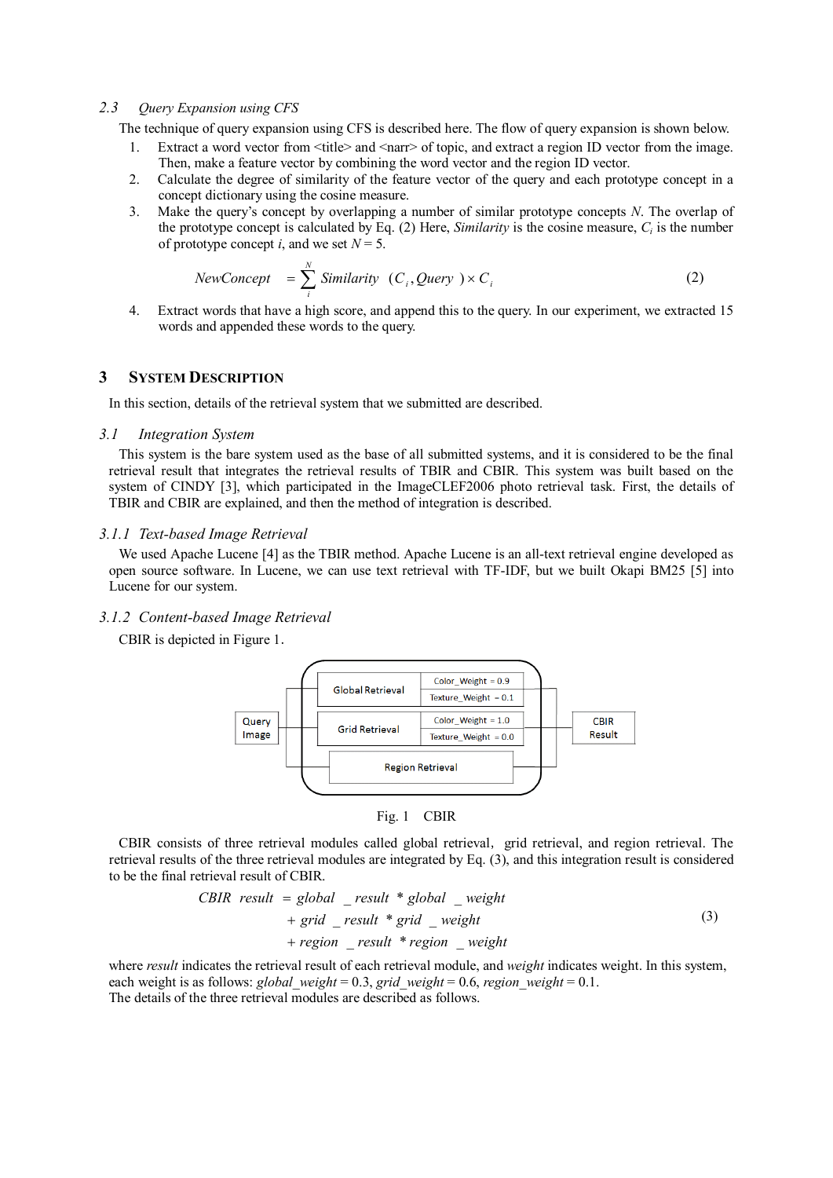### 2.3 Query Expansion using CFS

The technique of query expansion using CFS is described here. The flow of query expansion is shown below.

1. Extract a word vector from <title> and <narr> of topic, and extract a region ID vector from the image. Then, make a feature vector by combining the word vector and the region ID vector.
2. Calculate the degree of similarity of the feature vector of the query and each prototype concept in a concept dictionary using the cosine measure.
3. Make the query's concept by overlapping a number of similar prototype concepts $N$. The overlap of the prototype concept is calculated by Eq. (2) Here, *Similarity* is the cosine measure, $C_i$ is the number of prototype concept $i$, and we set $N = 5$.

$$NewConcept = \sum_{i}^{N} Similarity\ (C_i, Query) \times C_i \tag{2}$$

4. Extract words that have a high score, and append this to the query. In our experiment, we extracted 15 words and appended these words to the query.

## 3 System Description

In this section, details of the retrieval system that we submitted are described.

### 3.1 Integration System

This system is the bare system used as the base of all submitted systems, and it is considered to be the final retrieval result that integrates the retrieval results of TBIR and CBIR. This system was built based on the system of CINDY [3], which participated in the ImageCLEF2006 photo retrieval task. First, the details of TBIR and CBIR are explained, and then the method of integration is described.

#### 3.1.1 Text-based Image Retrieval

We used Apache Lucene [4] as the TBIR method. Apache Lucene is an all-text retrieval engine developed as open source software. In Lucene, we can use text retrieval with TF-IDF, but we built Okapi BM25 [5] into Lucene for our system.

#### 3.1.2 Content-based Image Retrieval

CBIR is depicted in Figure 1.

Query Image → [Global Retrieval (Color_Weight = 0.9, Texture_Weight = 0.1); Grid Retrieval (Color_Weight = 1.0, Texture_Weight = 0.0); Region Retrieval] → CBIR Result

Fig. 1 CBIR

CBIR consists of three retrieval modules called global retrieval, grid retrieval, and region retrieval. The retrieval results of the three retrieval modules are integrated by Eq. (3), and this integration result is considered to be the final retrieval result of CBIR.

$$\begin{aligned} CBIR\ result &= global\_result * global\_weight \\ &+ grid\_result * grid\_weight \\ &+ region\_result * region\_weight \end{aligned} \tag{3}$$

where *result* indicates the retrieval result of each retrieval module, and *weight* indicates weight. In this system, each weight is as follows: $global\_weight = 0.3$, $grid\_weight = 0.6$, $region\_weight = 0.1$.
The details of the three retrieval modules are described as follows.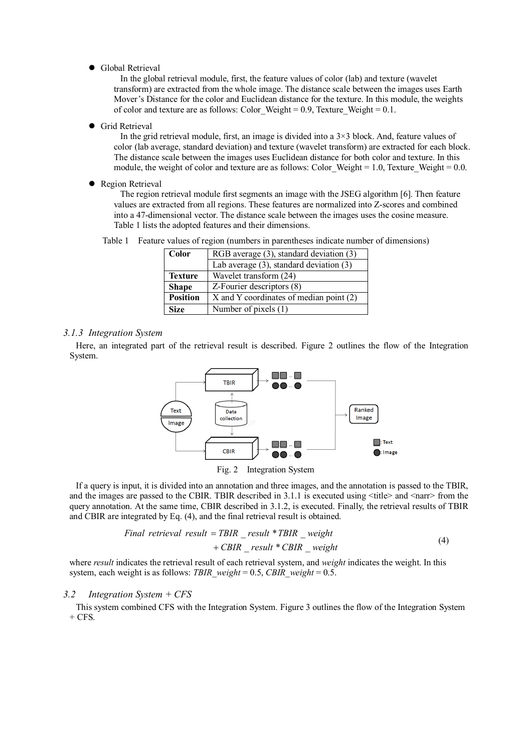- Global Retrieval

  In the global retrieval module, first, the feature values of color (lab) and texture (wavelet transform) are extracted from the whole image. The distance scale between the images uses Earth Mover's Distance for the color and Euclidean distance for the texture. In this module, the weights of color and texture are as follows: Color_Weight = 0.9, Texture_Weight = 0.1.

- Grid Retrieval

  In the grid retrieval module, first, an image is divided into a 3×3 block. And, feature values of color (lab average, standard deviation) and texture (wavelet transform) are extracted for each block. The distance scale between the images uses Euclidean distance for both color and texture. In this module, the weight of color and texture are as follows: Color_Weight = 1.0, Texture_Weight = 0.0.

- Region Retrieval

  The region retrieval module first segments an image with the JSEG algorithm [6]. Then feature values are extracted from all regions. These features are normalized into Z-scores and combined into a 47-dimensional vector. The distance scale between the images uses the cosine measure. Table 1 lists the adopted features and their dimensions.

Table 1 Feature values of region (numbers in parentheses indicate number of dimensions)

| | |
|---|---|
| **Color** | RGB average (3), standard deviation (3) |
| | Lab average (3), standard deviation (3) |
| **Texture** | Wavelet transform (24) |
| **Shape** | Z-Fourier descriptors (8) |
| **Position** | X and Y coordinates of median point (2) |
| **Size** | Number of pixels (1) |

### *3.1.3 Integration System*

Here, an integrated part of the retrieval result is described. Figure 2 outlines the flow of the Integration System.

Fig. 2 Integration System

If a query is input, it is divided into an annotation and three images, and the annotation is passed to the TBIR, and the images are passed to the CBIR. TBIR described in 3.1.1 is executed using <title> and <narr> from the query annotation. At the same time, CBIR described in 3.1.2, is executed. Finally, the retrieval results of TBIR and CBIR are integrated by Eq. (4), and the final retrieval result is obtained.

$$Final\ retrieval\ result = TBIR\_result * TBIR\_weight + CBIR\_result * CBIR\_weight \tag{4}$$

where *result* indicates the retrieval result of each retrieval system, and *weight* indicates the weight. In this system, each weight is as follows: *TBIR_weight* = 0.5, *CBIR_weight* = 0.5.

## *3.2 Integration System + CFS*

This system combined CFS with the Integration System. Figure 3 outlines the flow of the Integration System + CFS.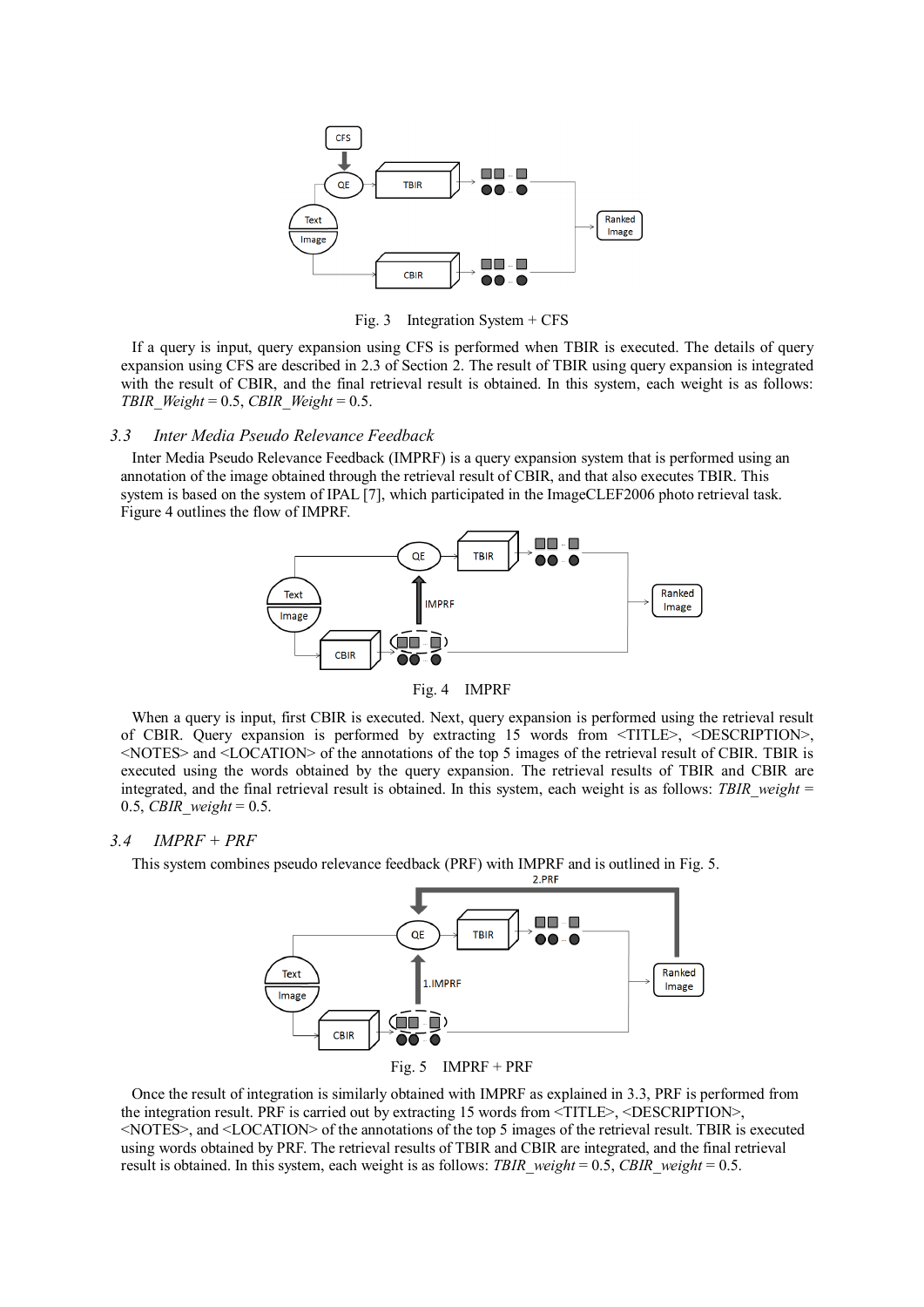Fig. 3 Integration System + CFS

If a query is input, query expansion using CFS is performed when TBIR is executed. The details of query expansion using CFS are described in 2.3 of Section 2. The result of TBIR using query expansion is integrated with the result of CBIR, and the final retrieval result is obtained. In this system, each weight is as follows: *TBIR_Weight* = 0.5, *CBIR_Weight* = 0.5.

### 3.3 Inter Media Pseudo Relevance Feedback

Inter Media Pseudo Relevance Feedback (IMPRF) is a query expansion system that is performed using an annotation of the image obtained through the retrieval result of CBIR, and that also executes TBIR. This system is based on the system of IPAL [7], which participated in the ImageCLEF2006 photo retrieval task. Figure 4 outlines the flow of IMPRF.

Fig. 4 IMPRF

When a query is input, first CBIR is executed. Next, query expansion is performed using the retrieval result of CBIR. Query expansion is performed by extracting 15 words from <TITLE>, <DESCRIPTION>, <NOTES> and <LOCATION> of the annotations of the top 5 images of the retrieval result of CBIR. TBIR is executed using the words obtained by the query expansion. The retrieval results of TBIR and CBIR are integrated, and the final retrieval result is obtained. In this system, each weight is as follows: *TBIR_weight* = 0.5, *CBIR_weight* = 0.5.

### 3.4 IMPRF + PRF

This system combines pseudo relevance feedback (PRF) with IMPRF and is outlined in Fig. 5.

Fig. 5 IMPRF + PRF

Once the result of integration is similarly obtained with IMPRF as explained in 3.3, PRF is performed from the integration result. PRF is carried out by extracting 15 words from <TITLE>, <DESCRIPTION>, <NOTES>, and <LOCATION> of the annotations of the top 5 images of the retrieval result. TBIR is executed using words obtained by PRF. The retrieval results of TBIR and CBIR are integrated, and the final retrieval result is obtained. In this system, each weight is as follows: *TBIR_weight* = 0.5, *CBIR_weight* = 0.5.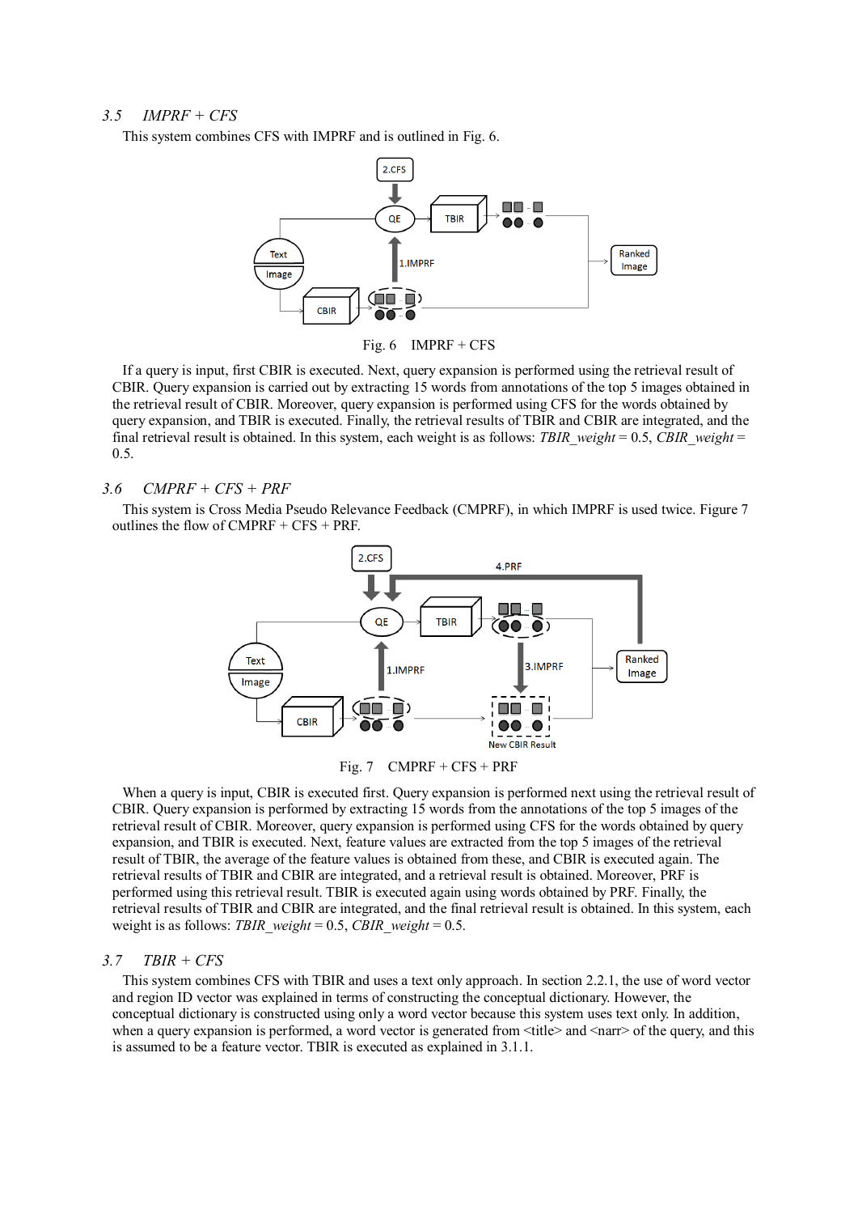### 3.5 *IMPRF + CFS*

This system combines CFS with IMPRF and is outlined in Fig. 6.

Fig. 6 IMPRF + CFS

If a query is input, first CBIR is executed. Next, query expansion is performed using the retrieval result of CBIR. Query expansion is carried out by extracting 15 words from annotations of the top 5 images obtained in the retrieval result of CBIR. Moreover, query expansion is performed using CFS for the words obtained by query expansion, and TBIR is executed. Finally, the retrieval results of TBIR and CBIR are integrated, and the final retrieval result is obtained. In this system, each weight is as follows: *TBIR_weight* = 0.5, *CBIR_weight* = 0.5.

### 3.6 *CMPRF + CFS + PRF*

This system is Cross Media Pseudo Relevance Feedback (CMPRF), in which IMPRF is used twice. Figure 7 outlines the flow of CMPRF + CFS + PRF.

Fig. 7 CMPRF + CFS + PRF

When a query is input, CBIR is executed first. Query expansion is performed next using the retrieval result of CBIR. Query expansion is performed by extracting 15 words from the annotations of the top 5 images of the retrieval result of CBIR. Moreover, query expansion is performed using CFS for the words obtained by query expansion, and TBIR is executed. Next, feature values are extracted from the top 5 images of the retrieval result of TBIR, the average of the feature values is obtained from these, and CBIR is executed again. The retrieval results of TBIR and CBIR are integrated, and a retrieval result is obtained. Moreover, PRF is performed using this retrieval result. TBIR is executed again using words obtained by PRF. Finally, the retrieval results of TBIR and CBIR are integrated, and the final retrieval result is obtained. In this system, each weight is as follows: *TBIR_weight* = 0.5, *CBIR_weight* = 0.5.

### 3.7 *TBIR + CFS*

This system combines CFS with TBIR and uses a text only approach. In section 2.2.1, the use of word vector and region ID vector was explained in terms of constructing the conceptual dictionary. However, the conceptual dictionary is constructed using only a word vector because this system uses text only. In addition, when a query expansion is performed, a word vector is generated from <title> and <narr> of the query, and this is assumed to be a feature vector. TBIR is executed as explained in 3.1.1.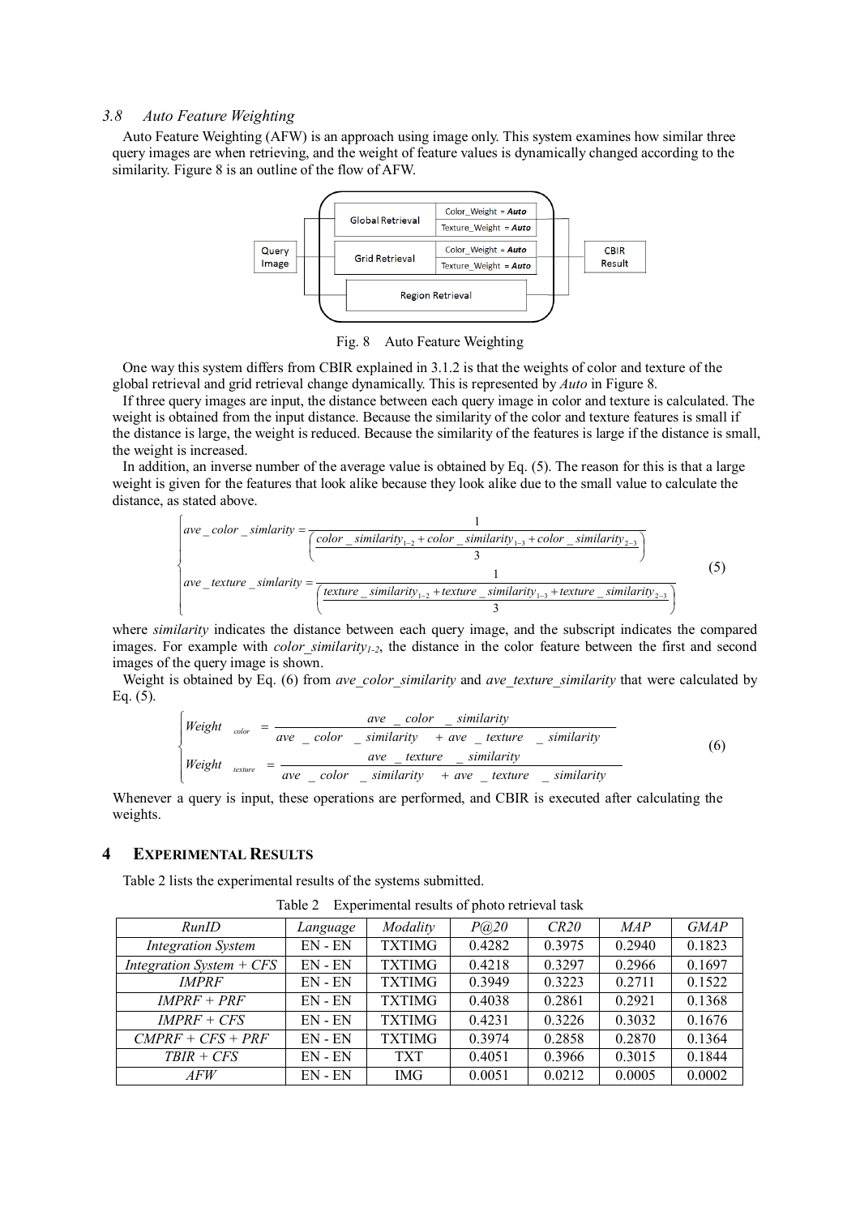### 3.8 Auto Feature Weighting

Auto Feature Weighting (AFW) is an approach using image only. This system examines how similar three query images are when retrieving, and the weight of feature values is dynamically changed according to the similarity. Figure 8 is an outline of the flow of AFW.

Fig. 8 Auto Feature Weighting

One way this system differs from CBIR explained in 3.1.2 is that the weights of color and texture of the global retrieval and grid retrieval change dynamically. This is represented by *Auto* in Figure 8.

If three query images are input, the distance between each query image in color and texture is calculated. The weight is obtained from the input distance. Because the similarity of the color and texture features is small if the distance is large, the weight is reduced. Because the similarity of the features is large if the distance is small, the weight is increased.

In addition, an inverse number of the average value is obtained by Eq. (5). The reason for this is that a large weight is given for the features that look alike because they look alike due to the small value to calculate the distance, as stated above.

$$
\begin{cases}
ave\_color\_simlarity = \dfrac{1}{\left(\dfrac{color\_similarity_{1-2} + color\_similarity_{1-3} + color\_similarity_{2-3}}{3}\right)} \\[2ex]
ave\_texture\_simlarity = \dfrac{1}{\left(\dfrac{texture\_similarity_{1-2} + texture\_similarity_{1-3} + texture\_similarity_{2-3}}{3}\right)}
\end{cases} \quad (5)
$$

where *similarity* indicates the distance between each query image, and the subscript indicates the compared images. For example with $color\_similarity_{1-2}$, the distance in the color feature between the first and second images of the query image is shown.

Weight is obtained by Eq. (6) from *ave_color_similarity* and *ave_texture_similarity* that were calculated by Eq. (5).

$$
\begin{cases}
Weight_{color} = \dfrac{ave\_color\_similarity}{ave\_color\_similarity + ave\_texture\_similarity} \\[2ex]
Weight_{texture} = \dfrac{ave\_texture\_similarity}{ave\_color\_similarity + ave\_texture\_similarity}
\end{cases} \quad (6)
$$

Whenever a query is input, these operations are performed, and CBIR is executed after calculating the weights.

## 4 Experimental Results

Table 2 lists the experimental results of the systems submitted.

Table 2 Experimental results of photo retrieval task

| *RunID* | *Language* | *Modality* | *P@20* | *CR20* | *MAP* | *GMAP* |
|---|---|---|---|---|---|---|
| *Integration System* | EN - EN | TXTIMG | 0.4282 | 0.3975 | 0.2940 | 0.1823 |
| *Integration System + CFS* | EN - EN | TXTIMG | 0.4218 | 0.3297 | 0.2966 | 0.1697 |
| *IMPRF* | EN - EN | TXTIMG | 0.3949 | 0.3223 | 0.2711 | 0.1522 |
| *IMPRF + PRF* | EN - EN | TXTIMG | 0.4038 | 0.2861 | 0.2921 | 0.1368 |
| *IMPRF + CFS* | EN - EN | TXTIMG | 0.4231 | 0.3226 | 0.3032 | 0.1676 |
| *CMPRF + CFS + PRF* | EN - EN | TXTIMG | 0.3974 | 0.2858 | 0.2870 | 0.1364 |
| *TBIR + CFS* | EN - EN | TXT | 0.4051 | 0.3966 | 0.3015 | 0.1844 |
| *AFW* | EN - EN | IMG | 0.0051 | 0.0212 | 0.0005 | 0.0002 |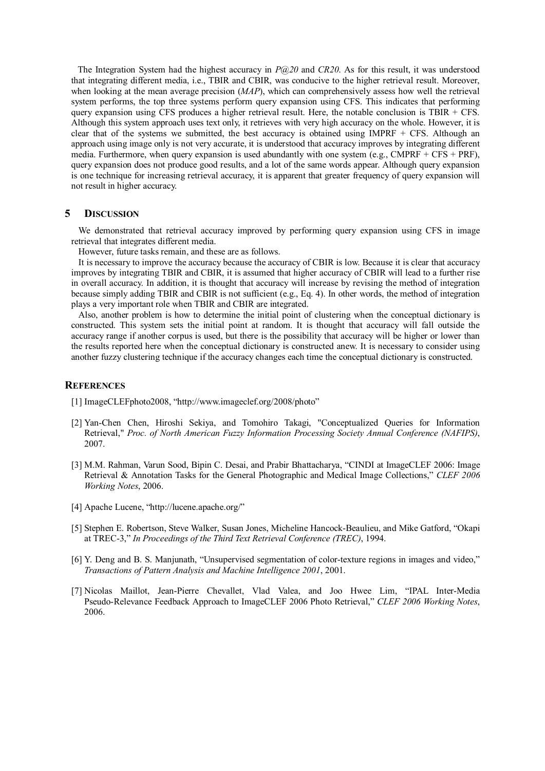The Integration System had the highest accuracy in *P@20* and *CR20*. As for this result, it was understood that integrating different media, i.e., TBIR and CBIR, was conducive to the higher retrieval result. Moreover, when looking at the mean average precision (*MAP*), which can comprehensively assess how well the retrieval system performs, the top three systems perform query expansion using CFS. This indicates that performing query expansion using CFS produces a higher retrieval result. Here, the notable conclusion is TBIR + CFS. Although this system approach uses text only, it retrieves with very high accuracy on the whole. However, it is clear that of the systems we submitted, the best accuracy is obtained using IMPRF + CFS. Although an approach using image only is not very accurate, it is understood that accuracy improves by integrating different media. Furthermore, when query expansion is used abundantly with one system (e.g., CMPRF + CFS + PRF), query expansion does not produce good results, and a lot of the same words appear. Although query expansion is one technique for increasing retrieval accuracy, it is apparent that greater frequency of query expansion will not result in higher accuracy.

## 5 Discussion

We demonstrated that retrieval accuracy improved by performing query expansion using CFS in image retrieval that integrates different media.

However, future tasks remain, and these are as follows.

It is necessary to improve the accuracy because the accuracy of CBIR is low. Because it is clear that accuracy improves by integrating TBIR and CBIR, it is assumed that higher accuracy of CBIR will lead to a further rise in overall accuracy. In addition, it is thought that accuracy will increase by revising the method of integration because simply adding TBIR and CBIR is not sufficient (e.g., Eq. 4). In other words, the method of integration plays a very important role when TBIR and CBIR are integrated.

Also, another problem is how to determine the initial point of clustering when the conceptual dictionary is constructed. This system sets the initial point at random. It is thought that accuracy will fall outside the accuracy range if another corpus is used, but there is the possibility that accuracy will be higher or lower than the results reported here when the conceptual dictionary is constructed anew. It is necessary to consider using another fuzzy clustering technique if the accuracy changes each time the conceptual dictionary is constructed.

## References

[1] ImageCLEFphoto2008, "http://www.imageclef.org/2008/photo"

[2] Yan-Chen Chen, Hiroshi Sekiya, and Tomohiro Takagi, "Conceptualized Queries for Information Retrieval," *Proc. of North American Fuzzy Information Processing Society Annual Conference (NAFIPS)*, 2007.

[3] M.M. Rahman, Varun Sood, Bipin C. Desai, and Prabir Bhattacharya, "CINDI at ImageCLEF 2006: Image Retrieval & Annotation Tasks for the General Photographic and Medical Image Collections," *CLEF 2006 Working Notes*, 2006.

[4] Apache Lucene, "http://lucene.apache.org/"

[5] Stephen E. Robertson, Steve Walker, Susan Jones, Micheline Hancock-Beaulieu, and Mike Gatford, "Okapi at TREC-3," *In Proceedings of the Third Text Retrieval Conference (TREC)*, 1994.

[6] Y. Deng and B. S. Manjunath, "Unsupervised segmentation of color-texture regions in images and video," *Transactions of Pattern Analysis and Machine Intelligence 2001*, 2001.

[7] Nicolas Maillot, Jean-Pierre Chevallet, Vlad Valea, and Joo Hwee Lim, "IPAL Inter-Media Pseudo-Relevance Feedback Approach to ImageCLEF 2006 Photo Retrieval," *CLEF 2006 Working Notes*, 2006.